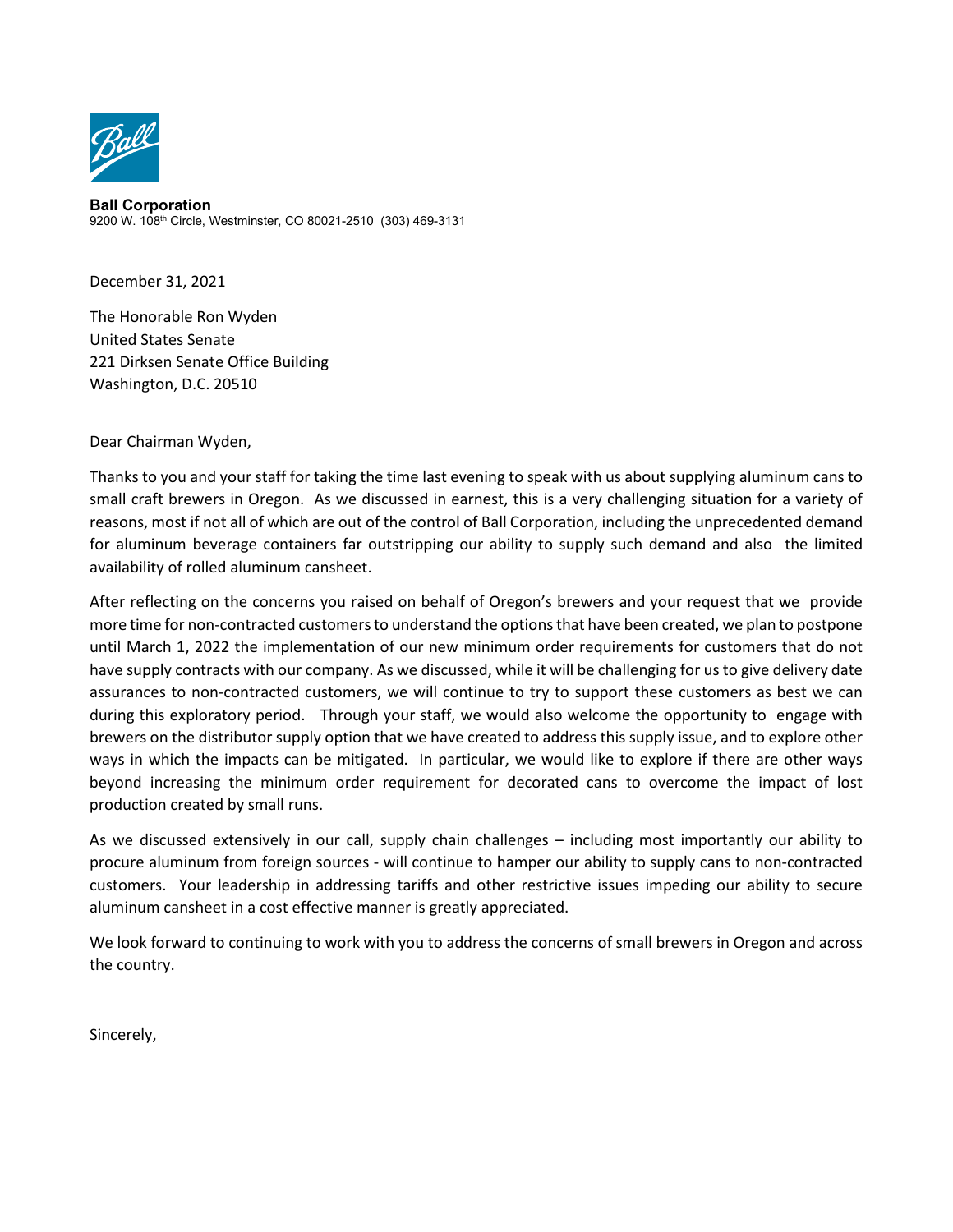**Ball Corporation**
9200 W. 108th Circle, Westminster, CO 80021-2510 (303) 469-3131

December 31, 2021

The Honorable Ron Wyden
United States Senate
221 Dirksen Senate Office Building
Washington, D.C. 20510

Dear Chairman Wyden,

Thanks to you and your staff for taking the time last evening to speak with us about supplying aluminum cans to small craft brewers in Oregon. As we discussed in earnest, this is a very challenging situation for a variety of reasons, most if not all of which are out of the control of Ball Corporation, including the unprecedented demand for aluminum beverage containers far outstripping our ability to supply such demand and also the limited availability of rolled aluminum cansheet.

After reflecting on the concerns you raised on behalf of Oregon's brewers and your request that we provide more time for non-contracted customers to understand the options that have been created, we plan to postpone until March 1, 2022 the implementation of our new minimum order requirements for customers that do not have supply contracts with our company. As we discussed, while it will be challenging for us to give delivery date assurances to non-contracted customers, we will continue to try to support these customers as best we can during this exploratory period. Through your staff, we would also welcome the opportunity to engage with brewers on the distributor supply option that we have created to address this supply issue, and to explore other ways in which the impacts can be mitigated. In particular, we would like to explore if there are other ways beyond increasing the minimum order requirement for decorated cans to overcome the impact of lost production created by small runs.

As we discussed extensively in our call, supply chain challenges – including most importantly our ability to procure aluminum from foreign sources - will continue to hamper our ability to supply cans to non-contracted customers. Your leadership in addressing tariffs and other restrictive issues impeding our ability to secure aluminum cansheet in a cost effective manner is greatly appreciated.

We look forward to continuing to work with you to address the concerns of small brewers in Oregon and across the country.

Sincerely,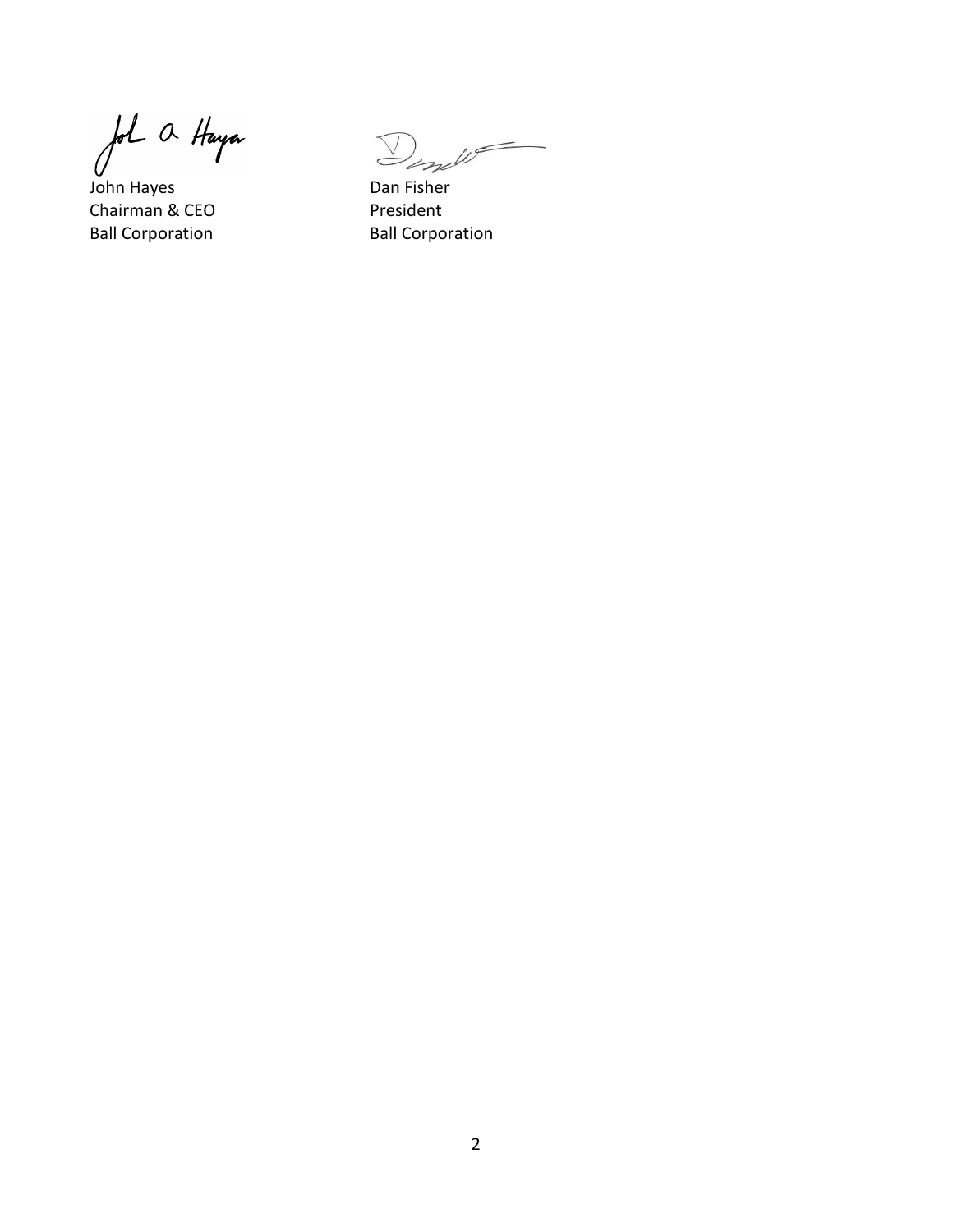John Hayes
Chairman & CEO
Ball Corporation

Dan Fisher
President
Ball Corporation